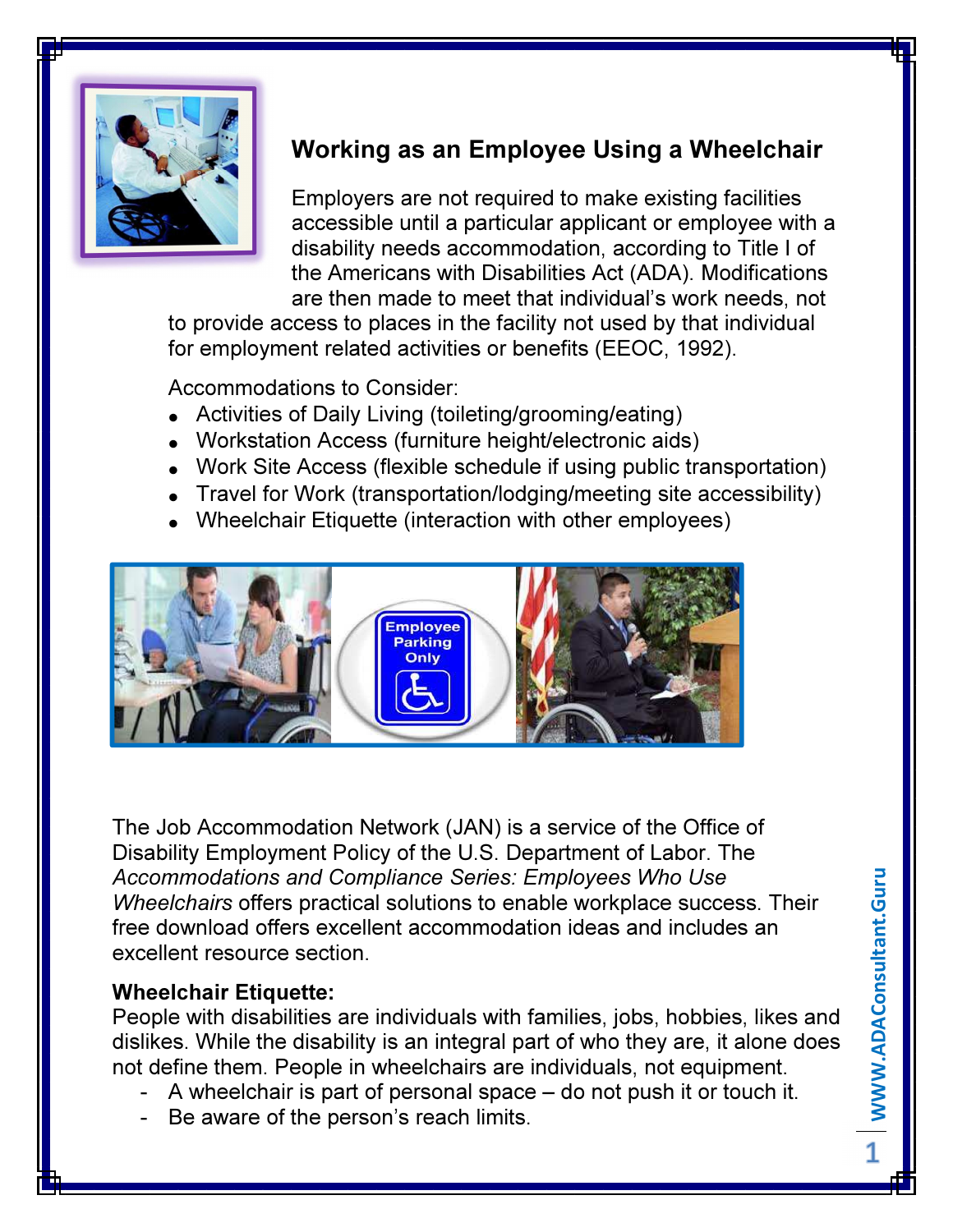## Working as an Employee Using a Wheelchair

Employers are not required to make existing facilities accessible until a particular applicant or employee with a disability needs accommodation, according to Title I of the Americans with Disabilities Act (ADA). Modifications are then made to meet that individual's work needs, not to provide access to places in the facility not used by that individual for employment related activities or benefits (EEOC, 1992).

Accommodations to Consider:

- Activities of Daily Living (toileting/grooming/eating)
- Workstation Access (furniture height/electronic aids)
- Work Site Access (flexible schedule if using public transportation)
- Travel for Work (transportation/lodging/meeting site accessibility)
- Wheelchair Etiquette (interaction with other employees)

The Job Accommodation Network (JAN) is a service of the Office of Disability Employment Policy of the U.S. Department of Labor. The *Accommodations and Compliance Series: Employees Who Use Wheelchairs* offers practical solutions to enable workplace success. Their free download offers excellent accommodation ideas and includes an excellent resource section.

**Wheelchair Etiquette:**
People with disabilities are individuals with families, jobs, hobbies, likes and dislikes. While the disability is an integral part of who they are, it alone does not define them. People in wheelchairs are individuals, not equipment.

- A wheelchair is part of personal space – do not push it or touch it.
- Be aware of the person's reach limits.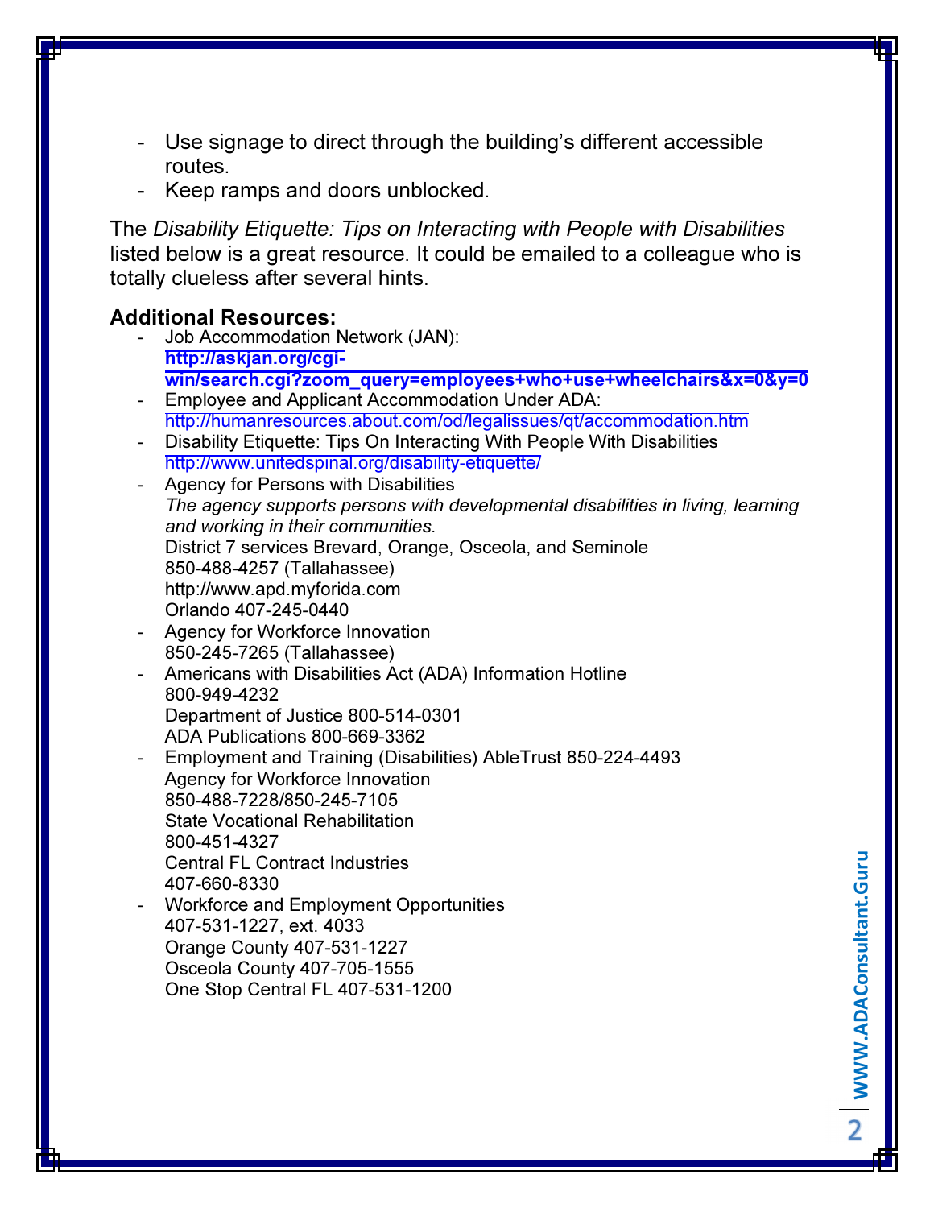- Use signage to direct through the building's different accessible routes.
- Keep ramps and doors unblocked.

The *Disability Etiquette: Tips on Interacting with People with Disabilities* listed below is a great resource. It could be emailed to a colleague who is totally clueless after several hints.

**Additional Resources:**

- Job Accommodation Network (JAN):
  **http://askjan.org/cgi-win/search.cgi?zoom_query=employees+who+use+wheelchairs&x=0&y=0**
- Employee and Applicant Accommodation Under ADA:
  http://humanresources.about.com/od/legalissues/qt/accommodation.htm
- Disability Etiquette: Tips On Interacting With People With Disabilities
  http://www.unitedspinal.org/disability-etiquette/
- Agency for Persons with Disabilities
  *The agency supports persons with developmental disabilities in living, learning and working in their communities.*
  District 7 services Brevard, Orange, Osceola, and Seminole
  850-488-4257 (Tallahassee)
  http://www.apd.myforida.com
  Orlando 407-245-0440
- Agency for Workforce Innovation
  850-245-7265 (Tallahassee)
- Americans with Disabilities Act (ADA) Information Hotline
  800-949-4232
  Department of Justice 800-514-0301
  ADA Publications 800-669-3362
- Employment and Training (Disabilities) AbleTrust 850-224-4493
  Agency for Workforce Innovation
  850-488-7228/850-245-7105
  State Vocational Rehabilitation
  800-451-4327
  Central FL Contract Industries
  407-660-8330
- Workforce and Employment Opportunities
  407-531-1227, ext. 4033
  Orange County 407-531-1227
  Osceola County 407-705-1555
  One Stop Central FL 407-531-1200